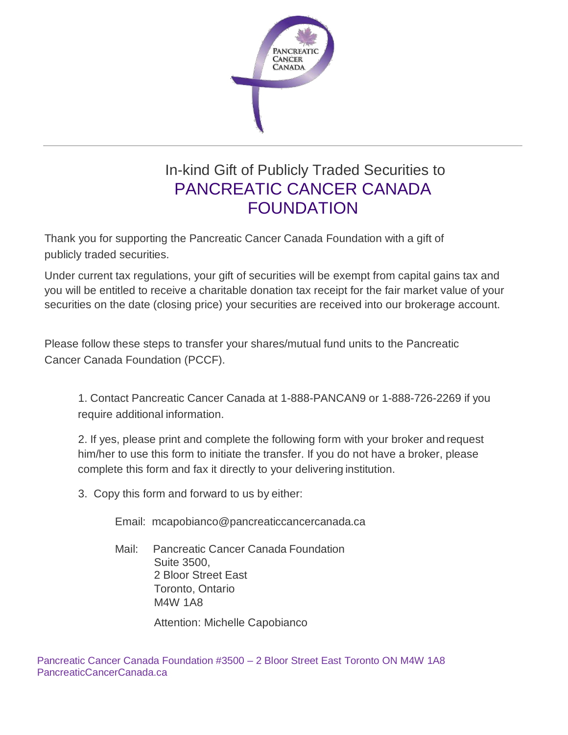# In-kind Gift of Publicly Traded Securities to PANCREATIC CANCER CANADA FOUNDATION

Thank you for supporting the Pancreatic Cancer Canada Foundation with a gift of publicly traded securities.

Under current tax regulations, your gift of securities will be exempt from capital gains tax and you will be entitled to receive a charitable donation tax receipt for the fair market value of your securities on the date (closing price) your securities are received into our brokerage account.

Please follow these steps to transfer your shares/mutual fund units to the Pancreatic Cancer Canada Foundation (PCCF).

1. Contact Pancreatic Cancer Canada at 1-888-PANCAN9 or 1-888-726-2269 if you require additional information.

2. If yes, please print and complete the following form with your broker and request him/her to use this form to initiate the transfer. If you do not have a broker, please complete this form and fax it directly to your delivering institution.

3. Copy this form and forward to us by either:

   Email: mcapobianco@pancreaticcancercanada.ca

   Mail: Pancreatic Cancer Canada Foundation
   Suite 3500,
   2 Bloor Street East
   Toronto, Ontario
   M4W 1A8

   Attention: Michelle Capobianco

Pancreatic Cancer Canada Foundation #3500 – 2 Bloor Street East Toronto ON M4W 1A8
PancreaticCancerCanada.ca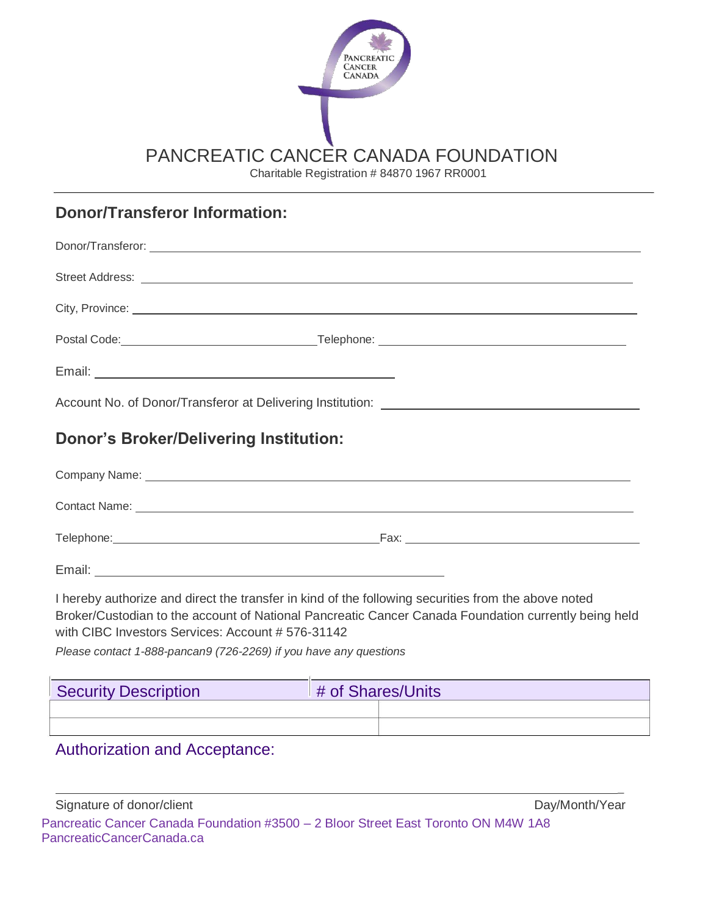PANCREATIC CANCER CANADA

# PANCREATIC CANCER CANADA FOUNDATION

Charitable Registration # 84870 1967 RR0001

## Donor/Transferor Information:

Donor/Transferor: ______________________________

Street Address: ______________________________

City, Province: ______________________________

Postal Code: ______________ Telephone: ______________

Email: ______________________________

Account No. of Donor/Transferor at Delivering Institution: ______________________________

## Donor's Broker/Delivering Institution:

Company Name: ______________________________

Contact Name: ______________________________

Telephone: ______________ Fax: ______________

Email: ______________________________

I hereby authorize and direct the transfer in kind of the following securities from the above noted Broker/Custodian to the account of National Pancreatic Cancer Canada Foundation currently being held with CIBC Investors Services: Account # 576-31142

*Please contact 1-888-pancan9 (726-2269) if you have any questions*

| Security Description | # of Shares/Units |
|---|---|
| | |
| | |

## Authorization and Acceptance:

______________________________

Signature of donor/client Day/Month/Year

Pancreatic Cancer Canada Foundation #3500 – 2 Bloor Street East Toronto ON M4W 1A8
PancreaticCancerCanada.ca